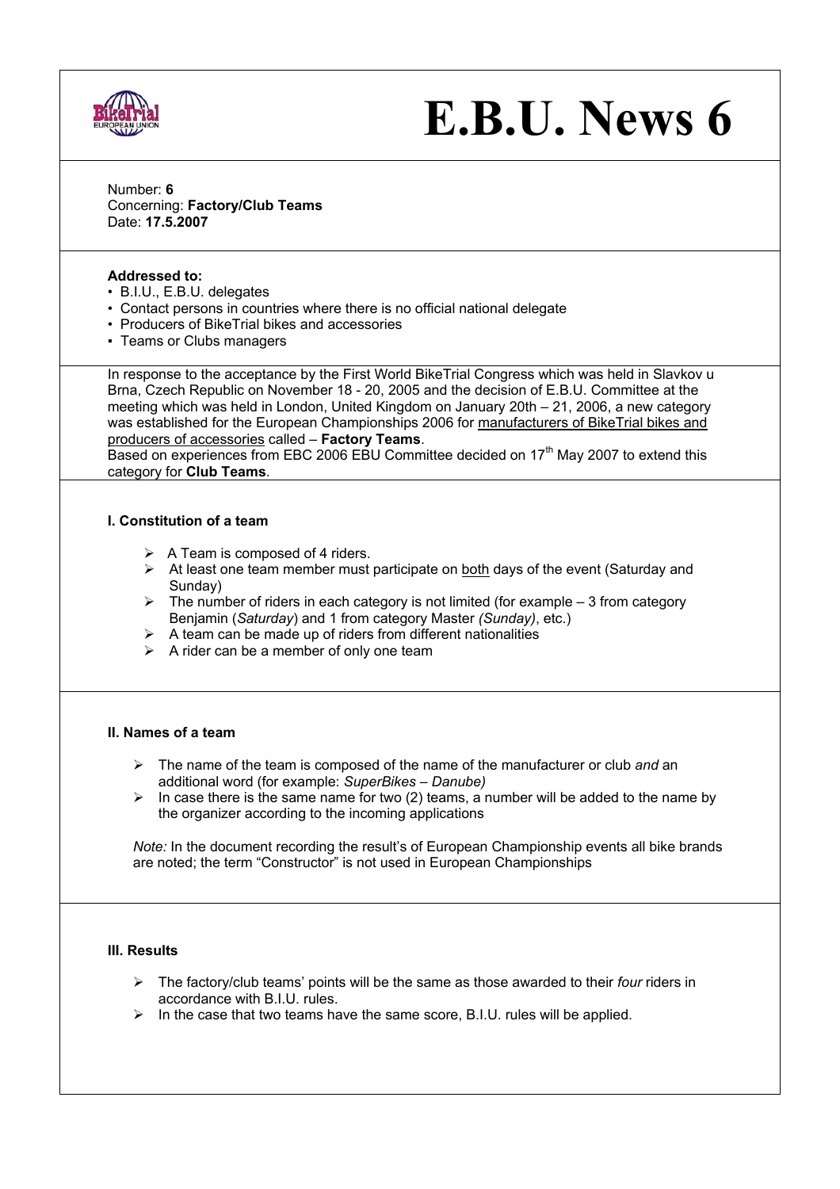# E.B.U. News 6

Number: **6**
Concerning: **Factory/Club Teams**
Date: **17.5.2007**

**Addressed to:**

- B.I.U., E.B.U. delegates
- Contact persons in countries where there is no official national delegate
- Producers of BikeTrial bikes and accessories
- Teams or Clubs managers

In response to the acceptance by the First World BikeTrial Congress which was held in Slavkov u Brna, Czech Republic on November 18 - 20, 2005 and the decision of E.B.U. Committee at the meeting which was held in London, United Kingdom on January 20th – 21, 2006, a new category was established for the European Championships 2006 for manufacturers of BikeTrial bikes and producers of accessories called – **Factory Teams**.
Based on experiences from EBC 2006 EBU Committee decided on 17th May 2007 to extend this category for **Club Teams**.

### I. Constitution of a team

- A Team is composed of 4 riders.
- At least one team member must participate on both days of the event (Saturday and Sunday)
- The number of riders in each category is not limited (for example – 3 from category Benjamin (*Saturday*) and 1 from category Master *(Sunday)*, etc.)
- A team can be made up of riders from different nationalities
- A rider can be a member of only one team

### II. Names of a team

- The name of the team is composed of the name of the manufacturer or club *and* an additional word (for example: *SuperBikes – Danube)*
- In case there is the same name for two (2) teams, a number will be added to the name by the organizer according to the incoming applications

*Note:* In the document recording the result's of European Championship events all bike brands are noted; the term "Constructor" is not used in European Championships

### III. Results

- The factory/club teams' points will be the same as those awarded to their *four* riders in accordance with B.I.U. rules.
- In the case that two teams have the same score, B.I.U. rules will be applied.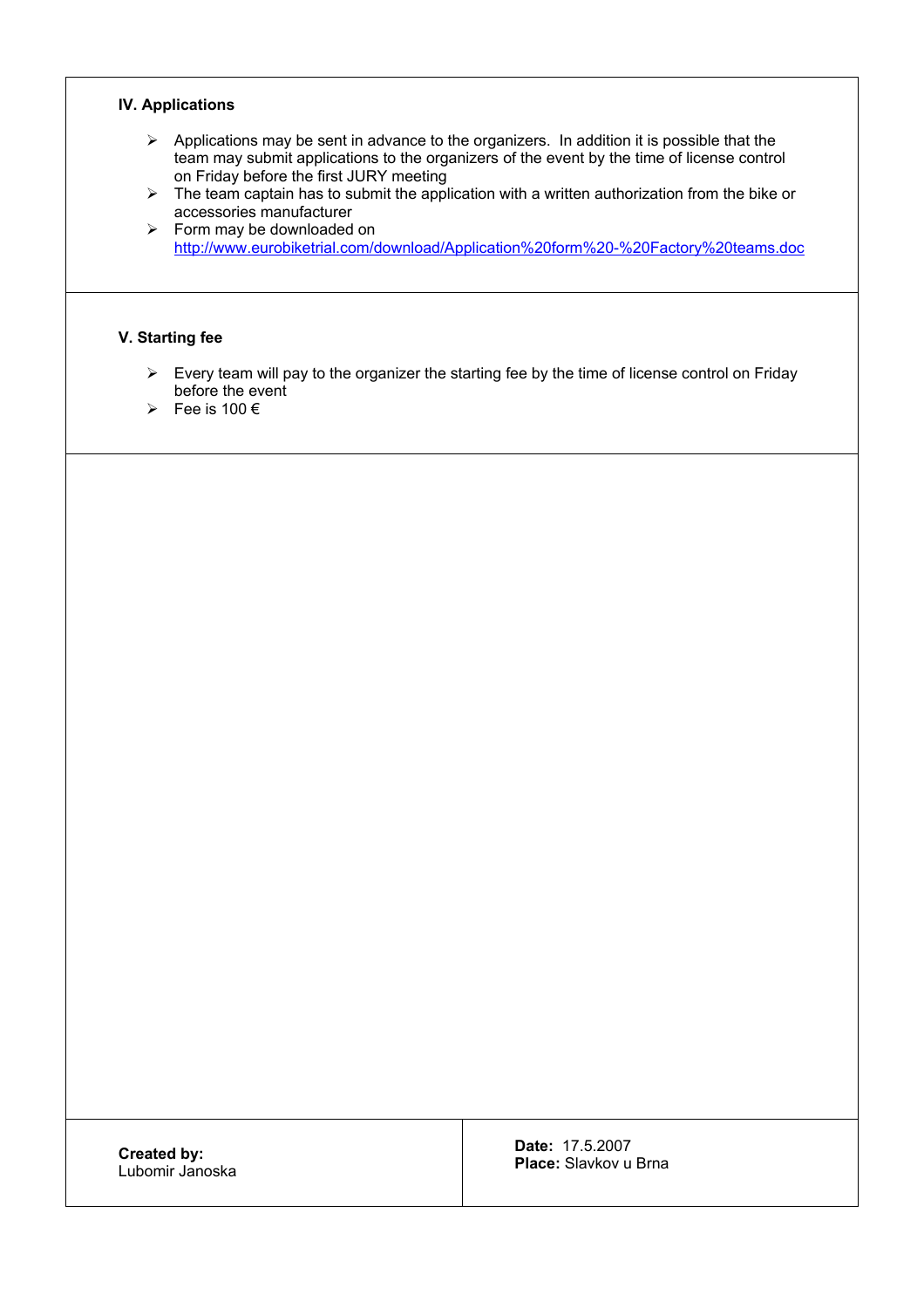### IV. Applications

- Applications may be sent in advance to the organizers. In addition it is possible that the team may submit applications to the organizers of the event by the time of license control on Friday before the first JURY meeting
- The team captain has to submit the application with a written authorization from the bike or accessories manufacturer
- Form may be downloaded on http://www.eurobiketrial.com/download/Application%20form%20-%20Factory%20teams.doc

### V. Starting fee

- Every team will pay to the organizer the starting fee by the time of license control on Friday before the event
- Fee is 100 €

| | |
|---|---|
| **Created by:** Lubomir Janoska | **Date:** 17.5.2007 **Place:** Slavkov u Brna |